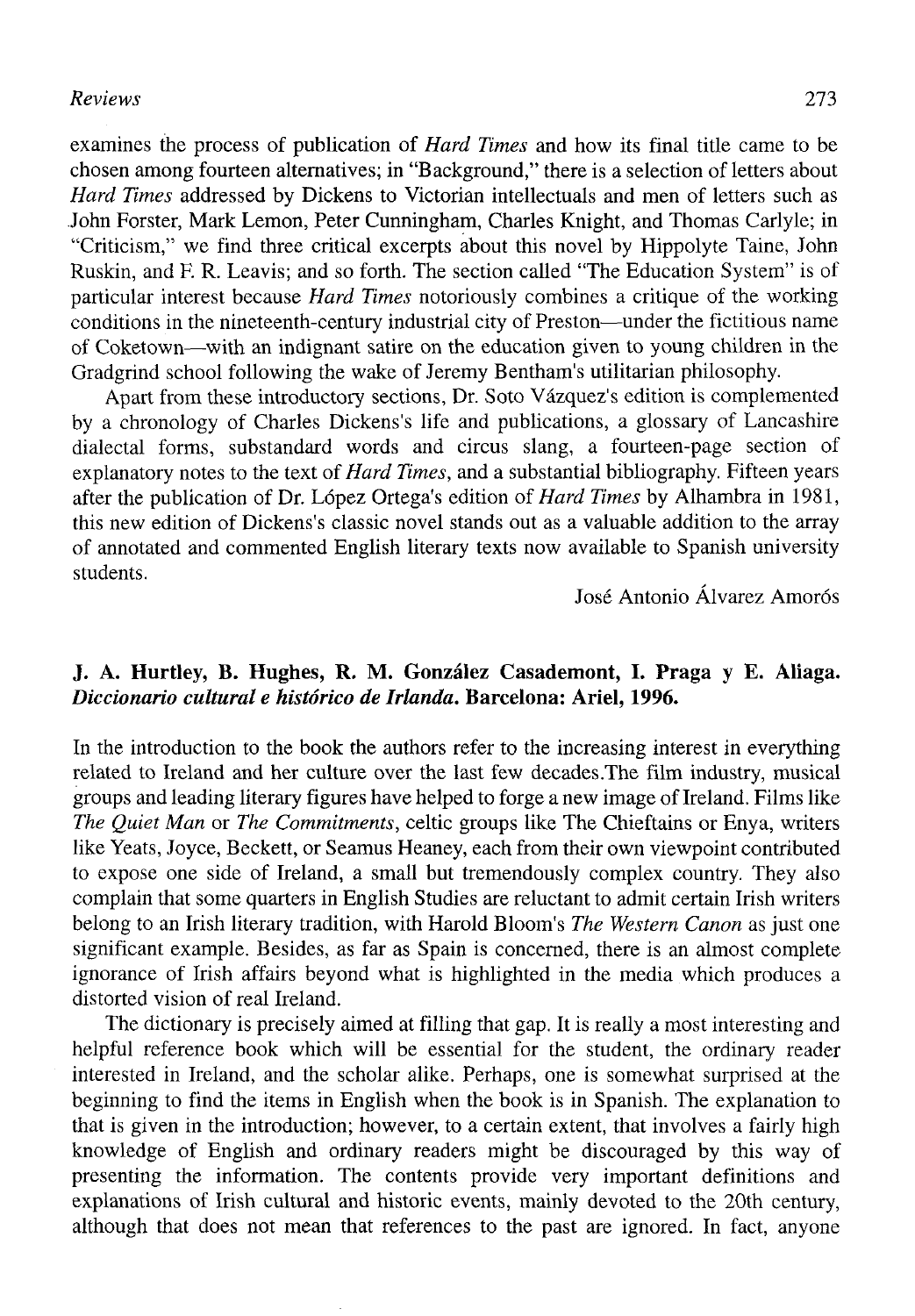examines the process of publication of *Hard Times* and how its final title came to be chosen among fourteen alternatives; in "Background," there is a selection of letters about *Hard Times* addressed by Dickens to Victorian intellectuals and men of letters such as John Forster, Mark Lemon, Peter Cunningham, Charles Knight, and Thomas Carlyle; in "Criticism," we find three critical excerpts about this novel by Hippolyte Taine, John Ruskin, and F. R. Leavis; and so forth. The section called "The Education System" is of particular interest because *Hard Times* notoriously combines a critique of the working conditions in the nineteenth-century industrial city of Preston—under the fictitious name of Coketown—with an indignant satire on the education given to young children in the Gradgrind school following the wake of Jeremy Bentham's utilitarian philosophy.

Apart from these introductory sections, Dr. Soto Vázquez's edition is complemented by a chronology of Charles Dickens's life and publications, a glossary of Lancashire dialectal forms, substandard words and circus slang, a fourteen-page section of explanatory notes to the text of *Hard Times*, and a substantial bibliography. Fifteen years after the publication of Dr. López Ortega's edition of *Hard Times* by Alhambra in 1981, this new edition of Dickens's classic novel stands out as a valuable addition to the array of annotated and commented English literary texts now available to Spanish university students.

José Antonio Álvarez Amorós

## J. A. Hurtley, B. Hughes, R. M. González Casademont, I. Praga y E. Aliaga. *Diccionario cultural e histórico de Irlanda.* Barcelona: Ariel, 1996.

In the introduction to the book the authors refer to the increasing interest in everything related to Ireland and her culture over the last few decades.The film industry, musical groups and leading literary figures have helped to forge a new image of Ireland. Films like *The Quiet Man* or *The Commitments*, celtic groups like The Chieftains or Enya, writers like Yeats, Joyce, Beckett, or Seamus Heaney, each from their own viewpoint contributed to expose one side of Ireland, a small but tremendously complex country. They also complain that some quarters in English Studies are reluctant to admit certain Irish writers belong to an Irish literary tradition, with Harold Bloom's *The Western Canon* as just one significant example. Besides, as far as Spain is concerned, there is an almost complete ignorance of Irish affairs beyond what is highlighted in the media which produces a distorted vision of real Ireland.

The dictionary is precisely aimed at filling that gap. It is really a most interesting and helpful reference book which will be essential for the student, the ordinary reader interested in Ireland, and the scholar alike. Perhaps, one is somewhat surprised at the beginning to find the items in English when the book is in Spanish. The explanation to that is given in the introduction; however, to a certain extent, that involves a fairly high knowledge of English and ordinary readers might be discouraged by this way of presenting the information. The contents provide very important definitions and explanations of Irish cultural and historic events, mainly devoted to the 20th century, although that does not mean that references to the past are ignored. In fact, anyone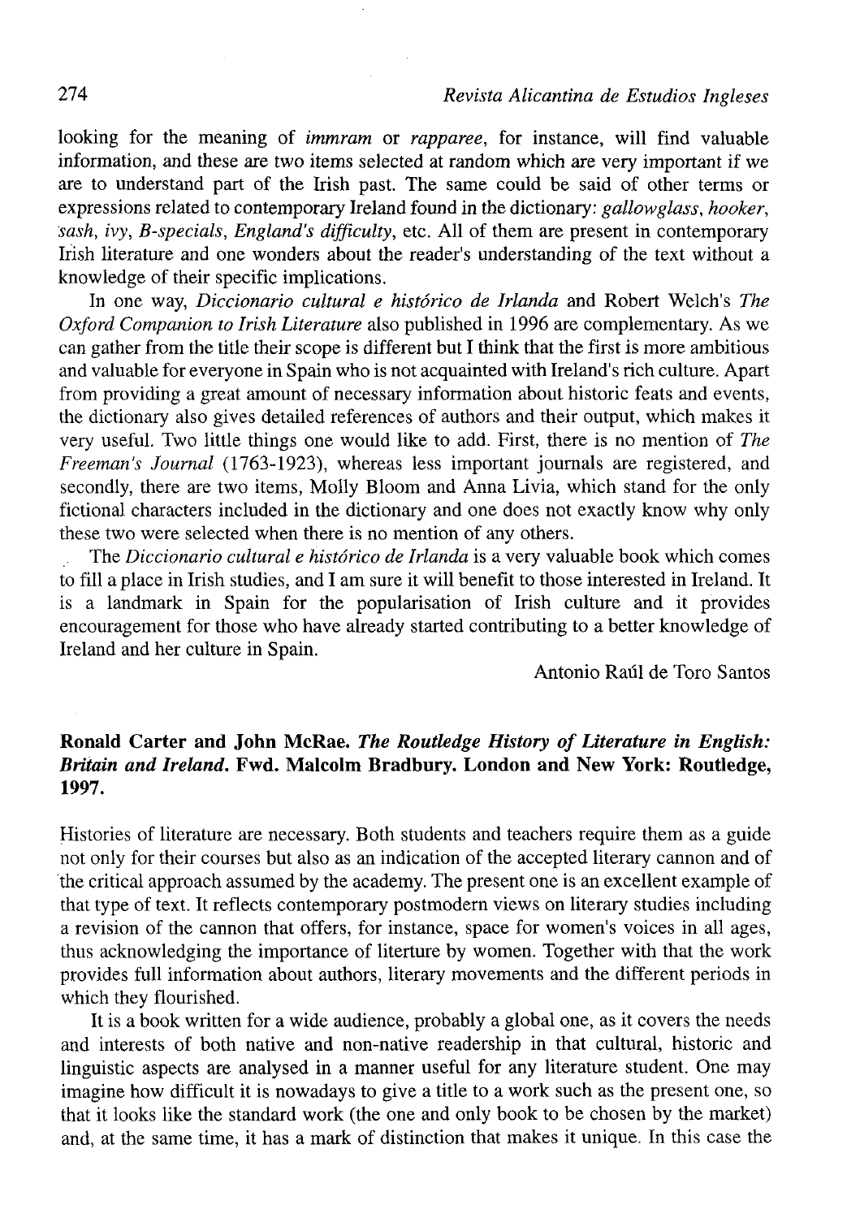looking for the meaning of *immram* or *rapparee*, for instance, will find valuable information, and these are two items selected at random which are very important if we are to understand part of the Irish past. The same could be said of other terms or expressions related to contemporary Ireland found in the dictionary: *gallowglass*, *hooker*, *sash*, *ivy*, *B-specials*, *England's difficulty*, etc. All of them are present in contemporary Irish literature and one wonders about the reader's understanding of the text without a knowledge of their specific implications.

In one way, *Diccionario cultural e histórico de Irlanda* and Robert Welch's *The Oxford Companion to Irish Literature* also published in 1996 are complementary. As we can gather from the title their scope is different but I think that the first is more ambitious and valuable for everyone in Spain who is not acquainted with Ireland's rich culture. Apart from providing a great amount of necessary information about historic feats and events, the dictionary also gives detailed references of authors and their output, which makes it very useful. Two little things one would like to add. First, there is no mention of *The Freeman's Journal* (1763-1923), whereas less important journals are registered, and secondly, there are two items, Molly Bloom and Anna Livia, which stand for the only fictional characters included in the dictionary and one does not exactly know why only these two were selected when there is no mention of any others.

The *Diccionario cultural e histórico de Irlanda* is a very valuable book which comes to fill a place in Irish studies, and I am sure it will benefit to those interested in Ireland. It is a landmark in Spain for the popularisation of Irish culture and it provides encouragement for those who have already started contributing to a better knowledge of Ireland and her culture in Spain.

Antonio Raúl de Toro Santos

**Ronald Carter and John McRae. *The Routledge History of Literature in English: Britain and Ireland*. Fwd. Malcolm Bradbury. London and New York: Routledge, 1997.**

Histories of literature are necessary. Both students and teachers require them as a guide not only for their courses but also as an indication of the accepted literary cannon and of the critical approach assumed by the academy. The present one is an excellent example of that type of text. It reflects contemporary postmodern views on literary studies including a revision of the cannon that offers, for instance, space for women's voices in all ages, thus acknowledging the importance of literture by women. Together with that the work provides full information about authors, literary movements and the different periods in which they flourished.

It is a book written for a wide audience, probably a global one, as it covers the needs and interests of both native and non-native readership in that cultural, historic and linguistic aspects are analysed in a manner useful for any literature student. One may imagine how difficult it is nowadays to give a title to a work such as the present one, so that it looks like the standard work (the one and only book to be chosen by the market) and, at the same time, it has a mark of distinction that makes it unique. In this case the